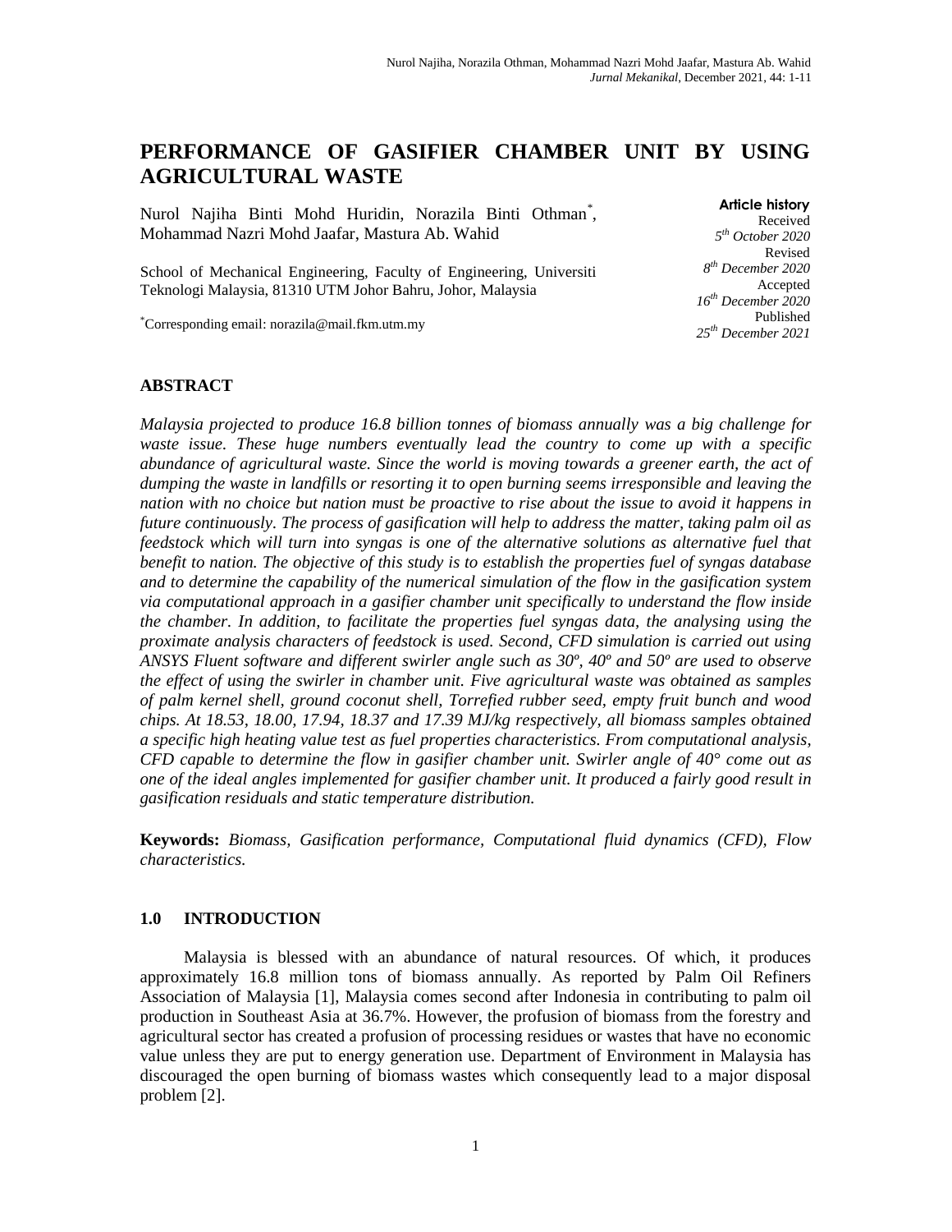# PERFORMANCE OF GASIFIER CHAMBER UNIT BY USING AGRICULTURAL WASTE

Nurol Najiha Binti Mohd Huridin, Norazila Binti Othman*, Mohammad Nazri Mohd Jaafar, Mastura Ab. Wahid

School of Mechanical Engineering, Faculty of Engineering, Universiti Teknologi Malaysia, 81310 UTM Johor Bahru, Johor, Malaysia

*Corresponding email: norazila@mail.fkm.utm.my

**Article history**
Received
*5th October 2020*
Revised
*8th December 2020*
Accepted
*16th December 2020*
Published
*25th December 2021*

## ABSTRACT

*Malaysia projected to produce 16.8 billion tonnes of biomass annually was a big challenge for waste issue. These huge numbers eventually lead the country to come up with a specific abundance of agricultural waste. Since the world is moving towards a greener earth, the act of dumping the waste in landfills or resorting it to open burning seems irresponsible and leaving the nation with no choice but nation must be proactive to rise about the issue to avoid it happens in future continuously. The process of gasification will help to address the matter, taking palm oil as feedstock which will turn into syngas is one of the alternative solutions as alternative fuel that benefit to nation. The objective of this study is to establish the properties fuel of syngas database and to determine the capability of the numerical simulation of the flow in the gasification system via computational approach in a gasifier chamber unit specifically to understand the flow inside the chamber. In addition, to facilitate the properties fuel syngas data, the analysing using the proximate analysis characters of feedstock is used. Second, CFD simulation is carried out using ANSYS Fluent software and different swirler angle such as 30º, 40º and 50º are used to observe the effect of using the swirler in chamber unit. Five agricultural waste was obtained as samples of palm kernel shell, ground coconut shell, Torrefied rubber seed, empty fruit bunch and wood chips. At 18.53, 18.00, 17.94, 18.37 and 17.39 MJ/kg respectively, all biomass samples obtained a specific high heating value test as fuel properties characteristics. From computational analysis, CFD capable to determine the flow in gasifier chamber unit. Swirler angle of 40° come out as one of the ideal angles implemented for gasifier chamber unit. It produced a fairly good result in gasification residuals and static temperature distribution.*

**Keywords:** *Biomass, Gasification performance, Computational fluid dynamics (CFD), Flow characteristics.*

## 1.0 INTRODUCTION

Malaysia is blessed with an abundance of natural resources. Of which, it produces approximately 16.8 million tons of biomass annually. As reported by Palm Oil Refiners Association of Malaysia [1], Malaysia comes second after Indonesia in contributing to palm oil production in Southeast Asia at 36.7%. However, the profusion of biomass from the forestry and agricultural sector has created a profusion of processing residues or wastes that have no economic value unless they are put to energy generation use. Department of Environment in Malaysia has discouraged the open burning of biomass wastes which consequently lead to a major disposal problem [2].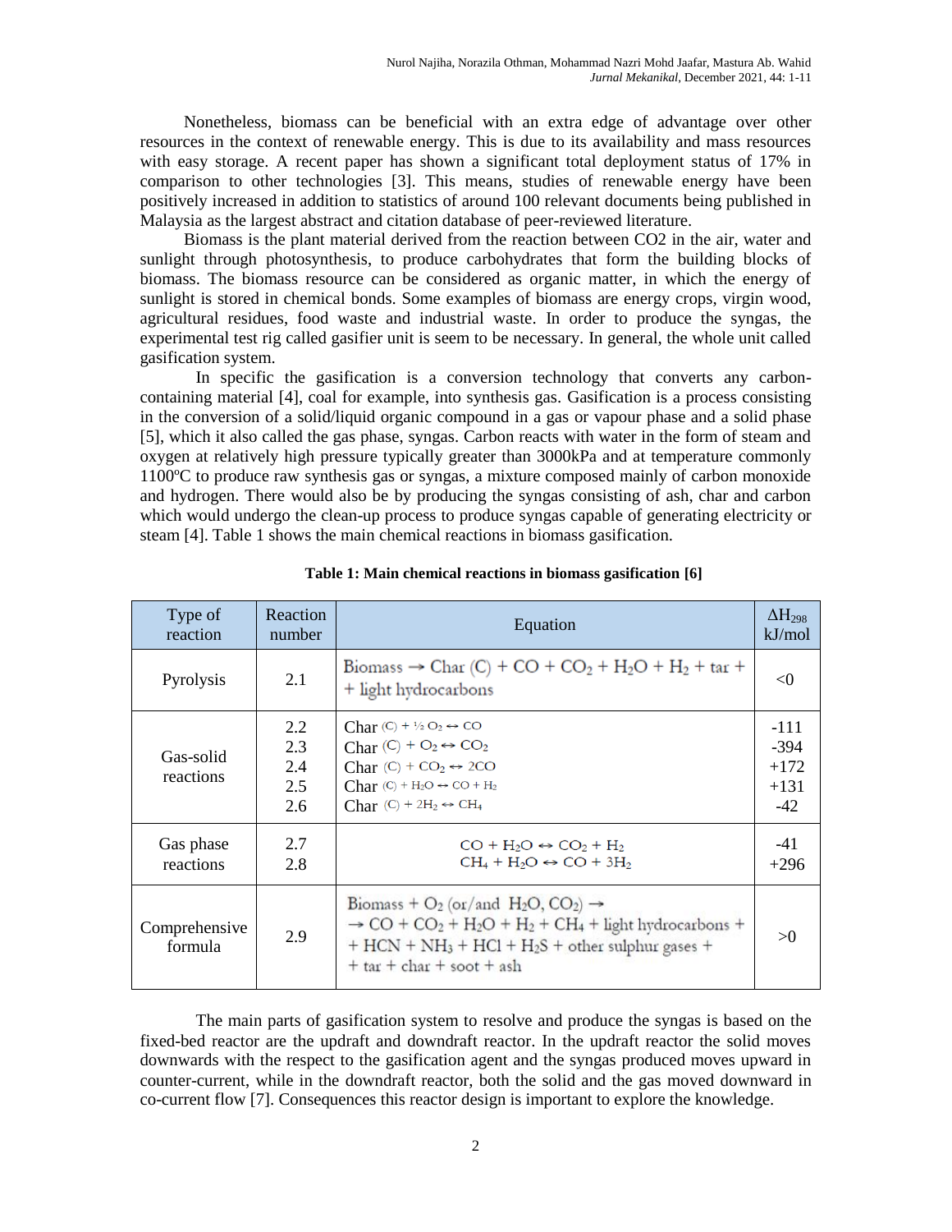Nonetheless, biomass can be beneficial with an extra edge of advantage over other resources in the context of renewable energy. This is due to its availability and mass resources with easy storage. A recent paper has shown a significant total deployment status of 17% in comparison to other technologies [3]. This means, studies of renewable energy have been positively increased in addition to statistics of around 100 relevant documents being published in Malaysia as the largest abstract and citation database of peer-reviewed literature.

Biomass is the plant material derived from the reaction between CO2 in the air, water and sunlight through photosynthesis, to produce carbohydrates that form the building blocks of biomass. The biomass resource can be considered as organic matter, in which the energy of sunlight is stored in chemical bonds. Some examples of biomass are energy crops, virgin wood, agricultural residues, food waste and industrial waste. In order to produce the syngas, the experimental test rig called gasifier unit is seem to be necessary. In general, the whole unit called gasification system.

In specific the gasification is a conversion technology that converts any carbon-containing material [4], coal for example, into synthesis gas. Gasification is a process consisting in the conversion of a solid/liquid organic compound in a gas or vapour phase and a solid phase [5], which it also called the gas phase, syngas. Carbon reacts with water in the form of steam and oxygen at relatively high pressure typically greater than 3000kPa and at temperature commonly 1100ºC to produce raw synthesis gas or syngas, a mixture composed mainly of carbon monoxide and hydrogen. There would also be by producing the syngas consisting of ash, char and carbon which would undergo the clean-up process to produce syngas capable of generating electricity or steam [4]. Table 1 shows the main chemical reactions in biomass gasification.

**Table 1: Main chemical reactions in biomass gasification [6]**

| Type of reaction | Reaction number | Equation | $\Delta H_{298}$ kJ/mol |
|---|---|---|---|
| Pyrolysis | 2.1 | Biomass $\rightarrow$ Char (C) + $CO$ + $CO_2$ + $H_2O$ + $H_2$ + tar + + light hydrocarbons | <0 |
| Gas-solid reactions | 2.2<br>2.3<br>2.4<br>2.5<br>2.6 | Char (C) + ½ $O_2 \leftrightarrow CO$<br>Char (C) + $O_2 \leftrightarrow CO_2$<br>Char (C) + $CO_2 \leftrightarrow 2CO$<br>Char (C) + $H_2O \leftrightarrow CO + H_2$<br>Char (C) + $2H_2 \leftrightarrow CH_4$ | -111<br>-394<br>+172<br>+131<br>-42 |
| Gas phase reactions | 2.7<br>2.8 | $CO + H_2O \leftrightarrow CO_2 + H_2$<br>$CH_4 + H_2O \leftrightarrow CO + 3H_2$ | -41<br>+296 |
| Comprehensive formula | 2.9 | Biomass + $O_2$ (or/and $H_2O$, $CO_2$) $\rightarrow$<br>$\rightarrow$ $CO$ + $CO_2$ + $H_2O$ + $H_2$ + $CH_4$ + light hydrocarbons +<br>+ $HCN$ + $NH_3$ + $HCl$ + $H_2S$ + other sulphur gases +<br>+ tar + char + soot + ash | >0 |

The main parts of gasification system to resolve and produce the syngas is based on the fixed-bed reactor are the updraft and downdraft reactor. In the updraft reactor the solid moves downwards with the respect to the gasification agent and the syngas produced moves upward in counter-current, while in the downdraft reactor, both the solid and the gas moved downward in co-current flow [7]. Consequences this reactor design is important to explore the knowledge.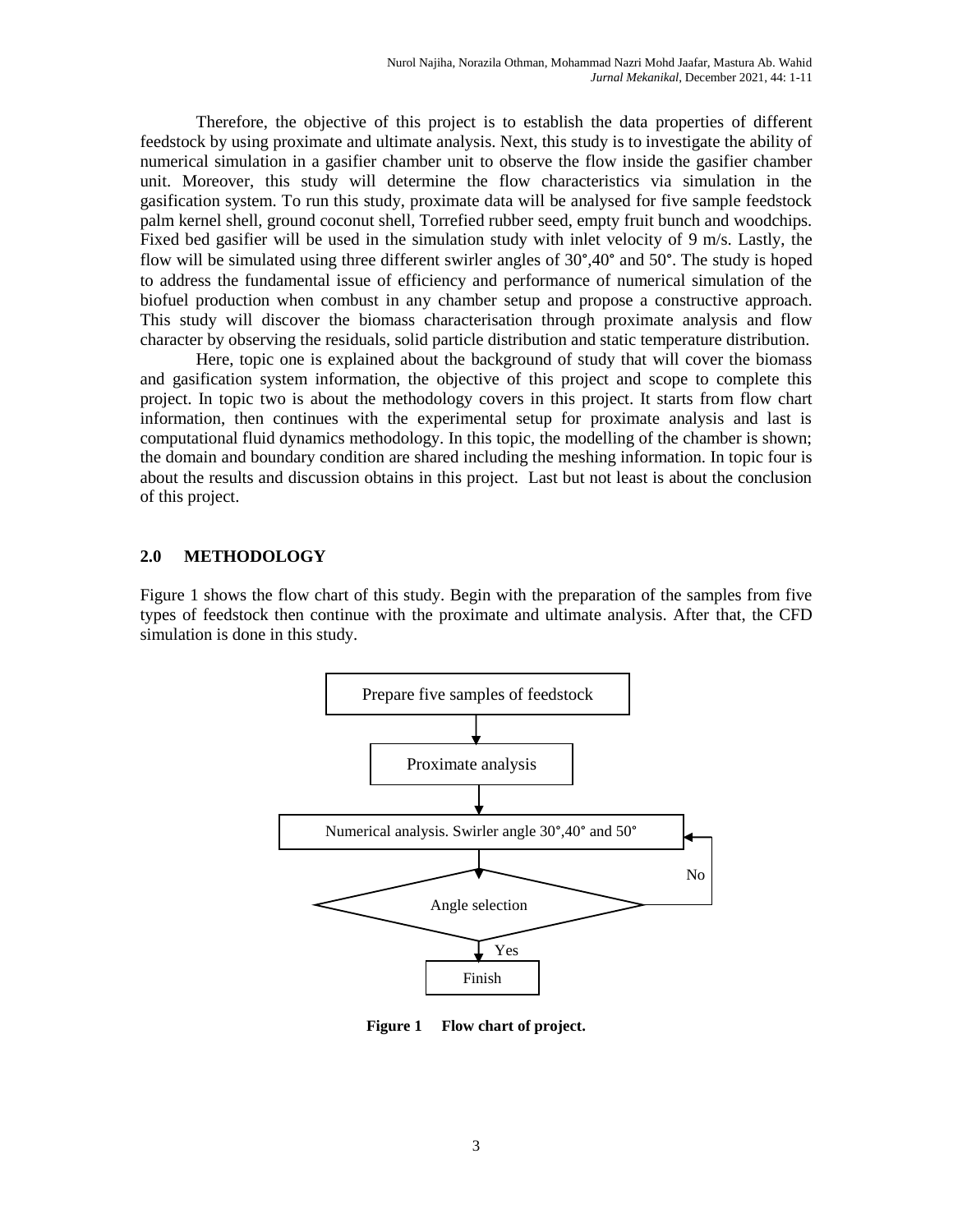Therefore, the objective of this project is to establish the data properties of different feedstock by using proximate and ultimate analysis. Next, this study is to investigate the ability of numerical simulation in a gasifier chamber unit to observe the flow inside the gasifier chamber unit. Moreover, this study will determine the flow characteristics via simulation in the gasification system. To run this study, proximate data will be analysed for five sample feedstock palm kernel shell, ground coconut shell, Torrefied rubber seed, empty fruit bunch and woodchips. Fixed bed gasifier will be used in the simulation study with inlet velocity of 9 m/s. Lastly, the flow will be simulated using three different swirler angles of 30°,40° and 50°. The study is hoped to address the fundamental issue of efficiency and performance of numerical simulation of the biofuel production when combust in any chamber setup and propose a constructive approach. This study will discover the biomass characterisation through proximate analysis and flow character by observing the residuals, solid particle distribution and static temperature distribution.

Here, topic one is explained about the background of study that will cover the biomass and gasification system information, the objective of this project and scope to complete this project. In topic two is about the methodology covers in this project. It starts from flow chart information, then continues with the experimental setup for proximate analysis and last is computational fluid dynamics methodology. In this topic, the modelling of the chamber is shown; the domain and boundary condition are shared including the meshing information. In topic four is about the results and discussion obtains in this project. Last but not least is about the conclusion of this project.

## 2.0 METHODOLOGY

Figure 1 shows the flow chart of this study. Begin with the preparation of the samples from five types of feedstock then continue with the proximate and ultimate analysis. After that, the CFD simulation is done in this study.

Prepare five samples of feedstock → Proximate analysis → Numerical analysis. Swirler angle 30°,40° and 50° → Angle selection (No → back to Numerical analysis; Yes → Finish)

**Figure 1 Flow chart of project.**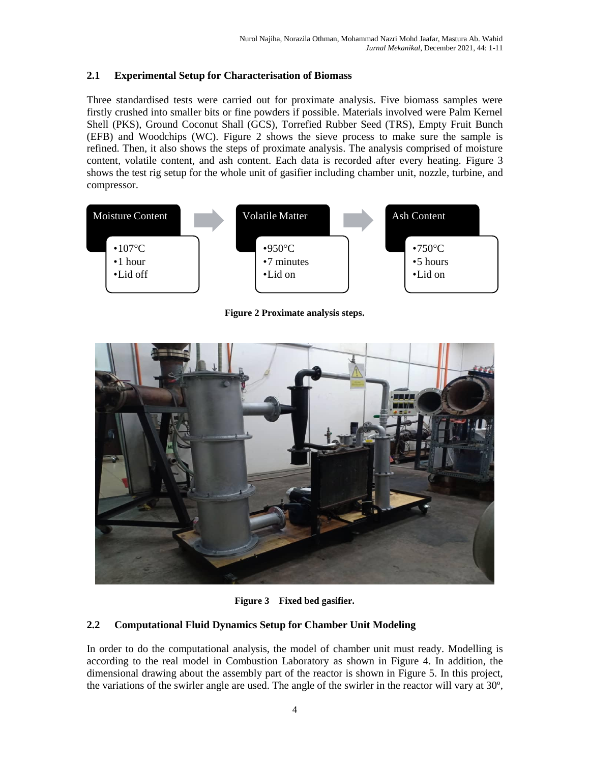## 2.1 Experimental Setup for Characterisation of Biomass

Three standardised tests were carried out for proximate analysis. Five biomass samples were firstly crushed into smaller bits or fine powders if possible. Materials involved were Palm Kernel Shell (PKS), Ground Coconut Shall (GCS), Torrefied Rubber Seed (TRS), Empty Fruit Bunch (EFB) and Woodchips (WC). Figure 2 shows the sieve process to make sure the sample is refined. Then, it also shows the steps of proximate analysis. The analysis comprised of moisture content, volatile content, and ash content. Each data is recorded after every heating. Figure 3 shows the test rig setup for the whole unit of gasifier including chamber unit, nozzle, turbine, and compressor.

Moisture Content
- 107°C
- 1 hour
- Lid off

Volatile Matter
- 950°C
- 7 minutes
- Lid on

Ash Content
- 750°C
- 5 hours
- Lid on

**Figure 2 Proximate analysis steps.**

**Figure 3 Fixed bed gasifier.**

## 2.2 Computational Fluid Dynamics Setup for Chamber Unit Modeling

In order to do the computational analysis, the model of chamber unit must ready. Modelling is according to the real model in Combustion Laboratory as shown in Figure 4. In addition, the dimensional drawing about the assembly part of the reactor is shown in Figure 5. In this project, the variations of the swirler angle are used. The angle of the swirler in the reactor will vary at 30º,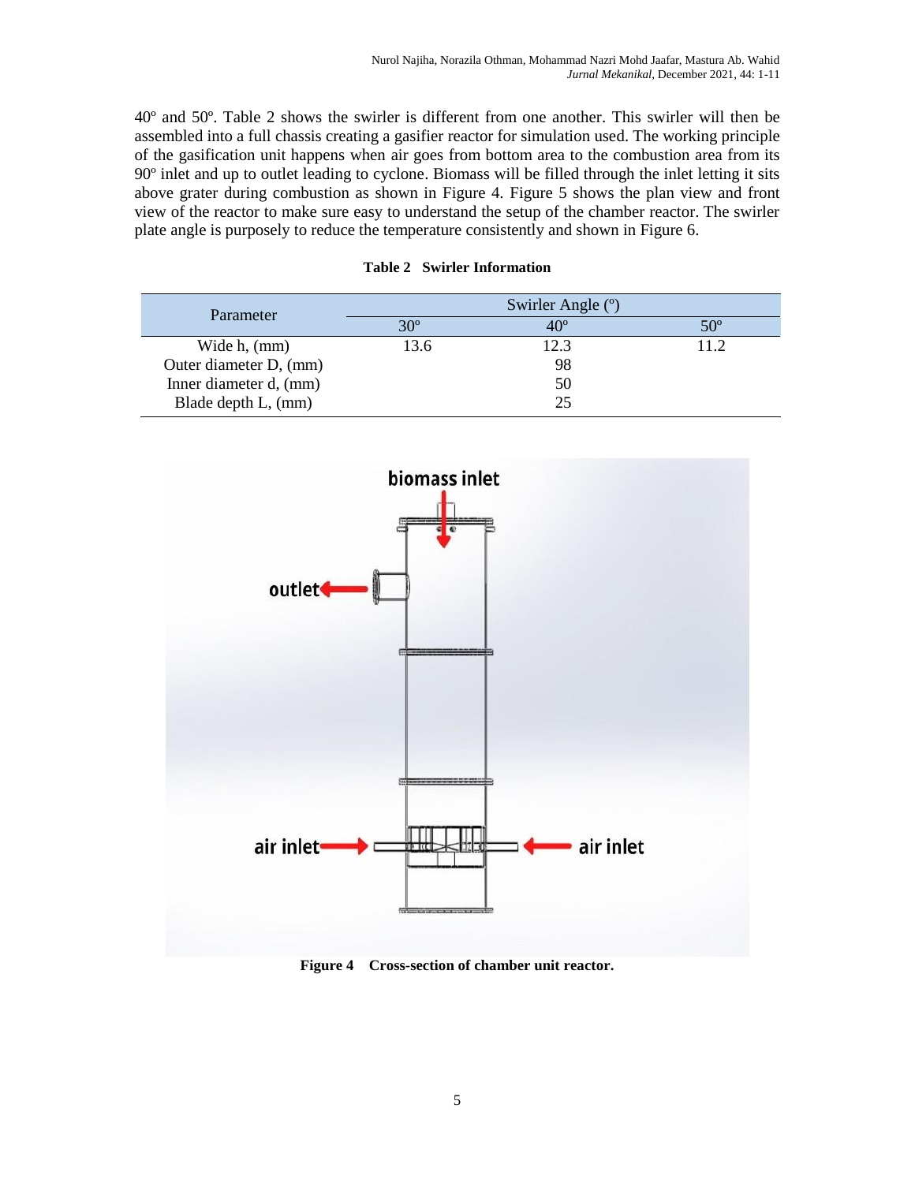40º and 50º. Table 2 shows the swirler is different from one another. This swirler will then be assembled into a full chassis creating a gasifier reactor for simulation used. The working principle of the gasification unit happens when air goes from bottom area to the combustion area from its 90º inlet and up to outlet leading to cyclone. Biomass will be filled through the inlet letting it sits above grater during combustion as shown in Figure 4. Figure 5 shows the plan view and front view of the reactor to make sure easy to understand the setup of the chamber reactor. The swirler plate angle is purposely to reduce the temperature consistently and shown in Figure 6.

**Table 2 Swirler Information**

| Parameter | Swirler Angle (º) | | |
|---|---|---|---|
| | 30º | 40º | 50º |
| Wide h, (mm) | 13.6 | 12.3 | 11.2 |
| Outer diameter D, (mm) | | 98 | |
| Inner diameter d, (mm) | | 50 | |
| Blade depth L, (mm) | | 25 | |

**Figure 4 Cross-section of chamber unit reactor.**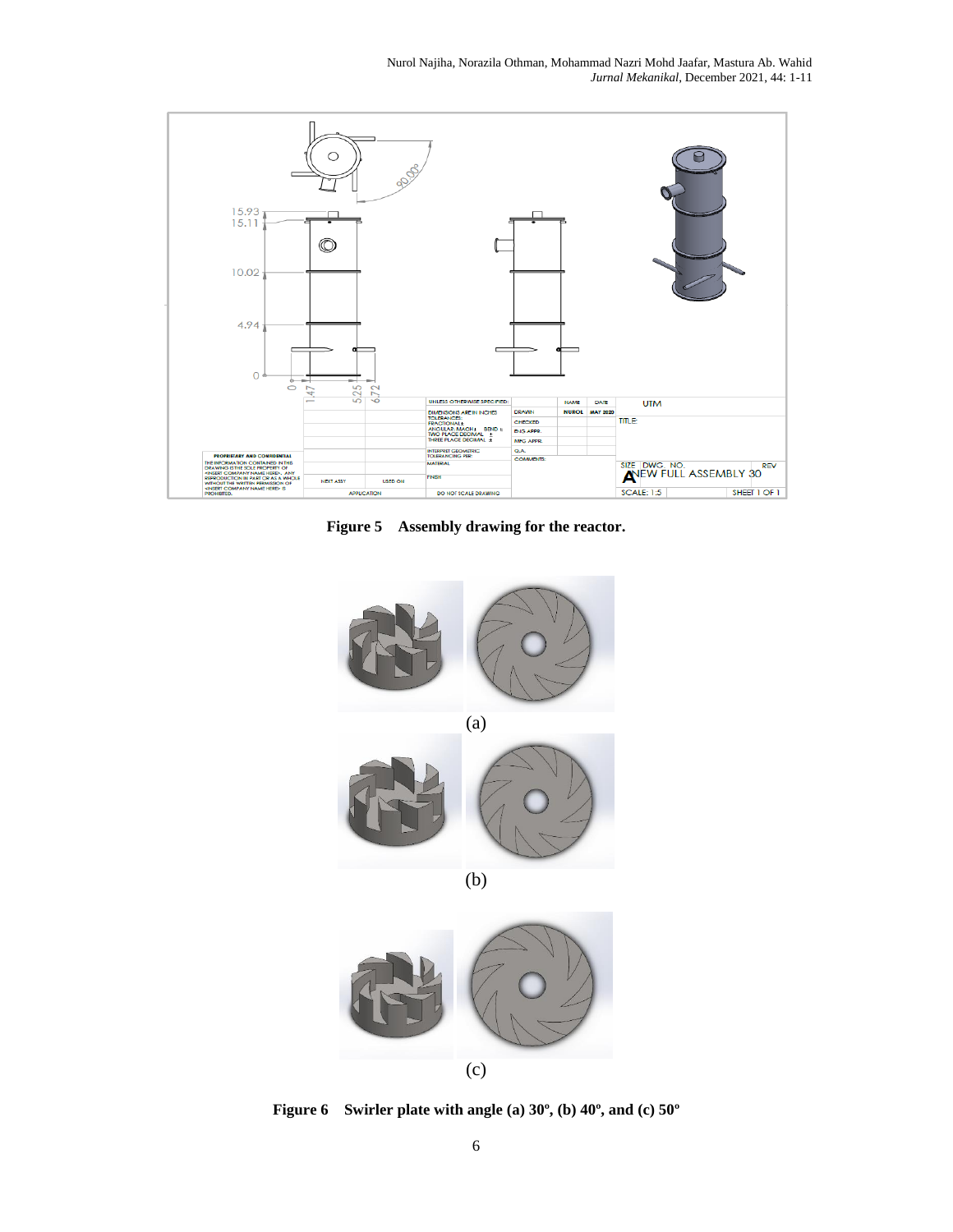**Figure 5 Assembly drawing for the reactor.**

(a)

(b)

(c)

**Figure 6 Swirler plate with angle (a) 30º, (b) 40º, and (c) 50º**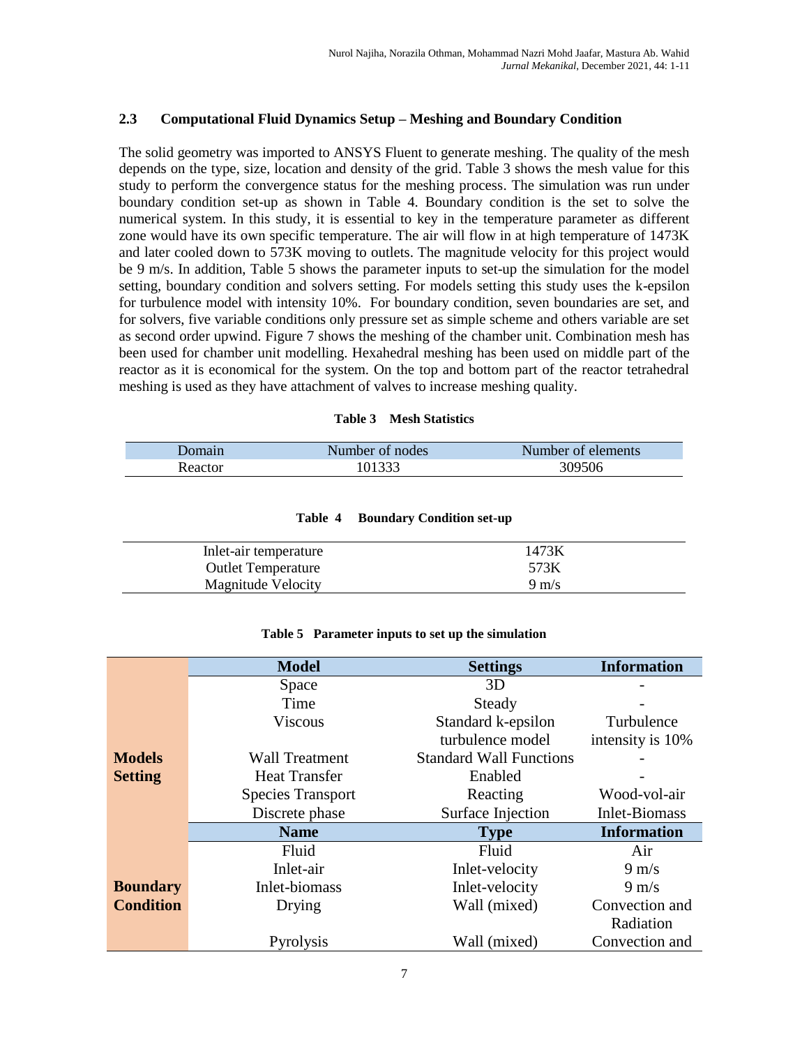### 2.3 Computational Fluid Dynamics Setup – Meshing and Boundary Condition

The solid geometry was imported to ANSYS Fluent to generate meshing. The quality of the mesh depends on the type, size, location and density of the grid. Table 3 shows the mesh value for this study to perform the convergence status for the meshing process. The simulation was run under boundary condition set-up as shown in Table 4. Boundary condition is the set to solve the numerical system. In this study, it is essential to key in the temperature parameter as different zone would have its own specific temperature. The air will flow in at high temperature of 1473K and later cooled down to 573K moving to outlets. The magnitude velocity for this project would be 9 m/s. In addition, Table 5 shows the parameter inputs to set-up the simulation for the model setting, boundary condition and solvers setting. For models setting this study uses the k-epsilon for turbulence model with intensity 10%. For boundary condition, seven boundaries are set, and for solvers, five variable conditions only pressure set as simple scheme and others variable are set as second order upwind. Figure 7 shows the meshing of the chamber unit. Combination mesh has been used for chamber unit modelling. Hexahedral meshing has been used on middle part of the reactor as it is economical for the system. On the top and bottom part of the reactor tetrahedral meshing is used as they have attachment of valves to increase meshing quality.

**Table 3 Mesh Statistics**

| Domain | Number of nodes | Number of elements |
|---|---|---|
| Reactor | 101333 | 309506 |

**Table 4 Boundary Condition set-up**

| | |
|---|---|
| Inlet-air temperature | 1473K |
| Outlet Temperature | 573K |
| Magnitude Velocity | 9 m/s |

**Table 5 Parameter inputs to set up the simulation**

| | **Model** | **Settings** | **Information** |
|---|---|---|---|
| **Models Setting** | Space | 3D | - |
| | Time | Steady | - |
| | Viscous | Standard k-epsilon turbulence model | Turbulence intensity is 10% |
| | Wall Treatment | Standard Wall Functions | - |
| | Heat Transfer | Enabled | - |
| | Species Transport | Reacting | Wood-vol-air |
| | Discrete phase | Surface Injection | Inlet-Biomass |
| | **Name** | **Type** | **Information** |
| **Boundary Condition** | Fluid | Fluid | Air |
| | Inlet-air | Inlet-velocity | 9 m/s |
| | Inlet-biomass | Inlet-velocity | 9 m/s |
| | Drying | Wall (mixed) | Convection and Radiation |
| | Pyrolysis | Wall (mixed) | Convection and |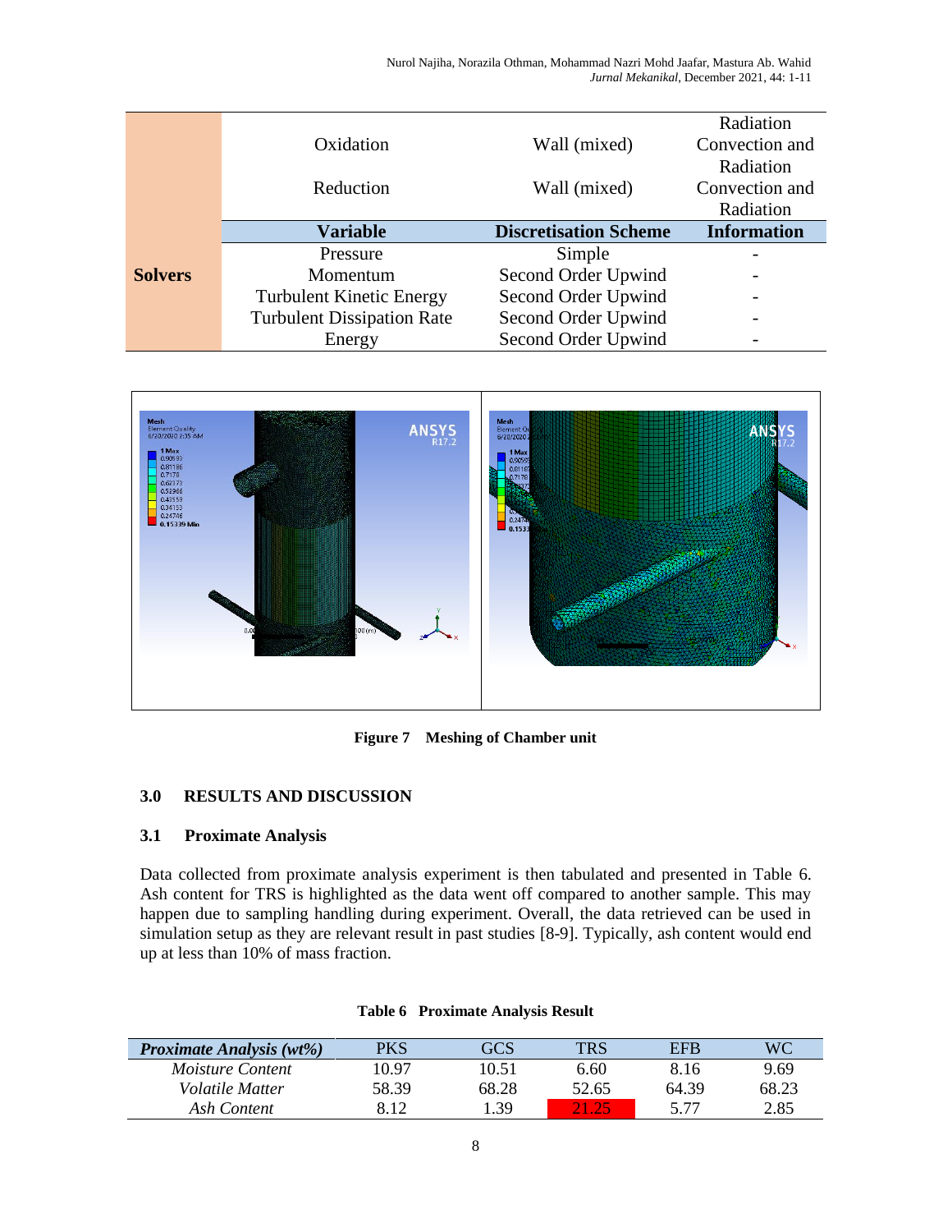|  |  |  | Radiation |
|---|---|---|---|
|  | Oxidation | Wall (mixed) | Convection and Radiation |
|  | Reduction | Wall (mixed) | Convection and Radiation |
|  | **Variable** | **Discretisation Scheme** | **Information** |
| **Solvers** | Pressure | Simple | - |
|  | Momentum | Second Order Upwind | - |
|  | Turbulent Kinetic Energy | Second Order Upwind | - |
|  | Turbulent Dissipation Rate | Second Order Upwind | - |
|  | Energy | Second Order Upwind | - |

**Figure 7 Meshing of Chamber unit**

## 3.0 RESULTS AND DISCUSSION

### 3.1 Proximate Analysis

Data collected from proximate analysis experiment is then tabulated and presented in Table 6. Ash content for TRS is highlighted as the data went off compared to another sample. This may happen due to sampling handling during experiment. Overall, the data retrieved can be used in simulation setup as they are relevant result in past studies [8-9]. Typically, ash content would end up at less than 10% of mass fraction.

**Table 6 Proximate Analysis Result**

| *Proximate Analysis (wt%)* | PKS | GCS | TRS | EFB | WC |
|---|---|---|---|---|---|
| *Moisture Content* | 10.97 | 10.51 | 6.60 | 8.16 | 9.69 |
| *Volatile Matter* | 58.39 | 68.28 | 52.65 | 64.39 | 68.23 |
| *Ash Content* | 8.12 | 1.39 | 21.25 | 5.77 | 2.85 |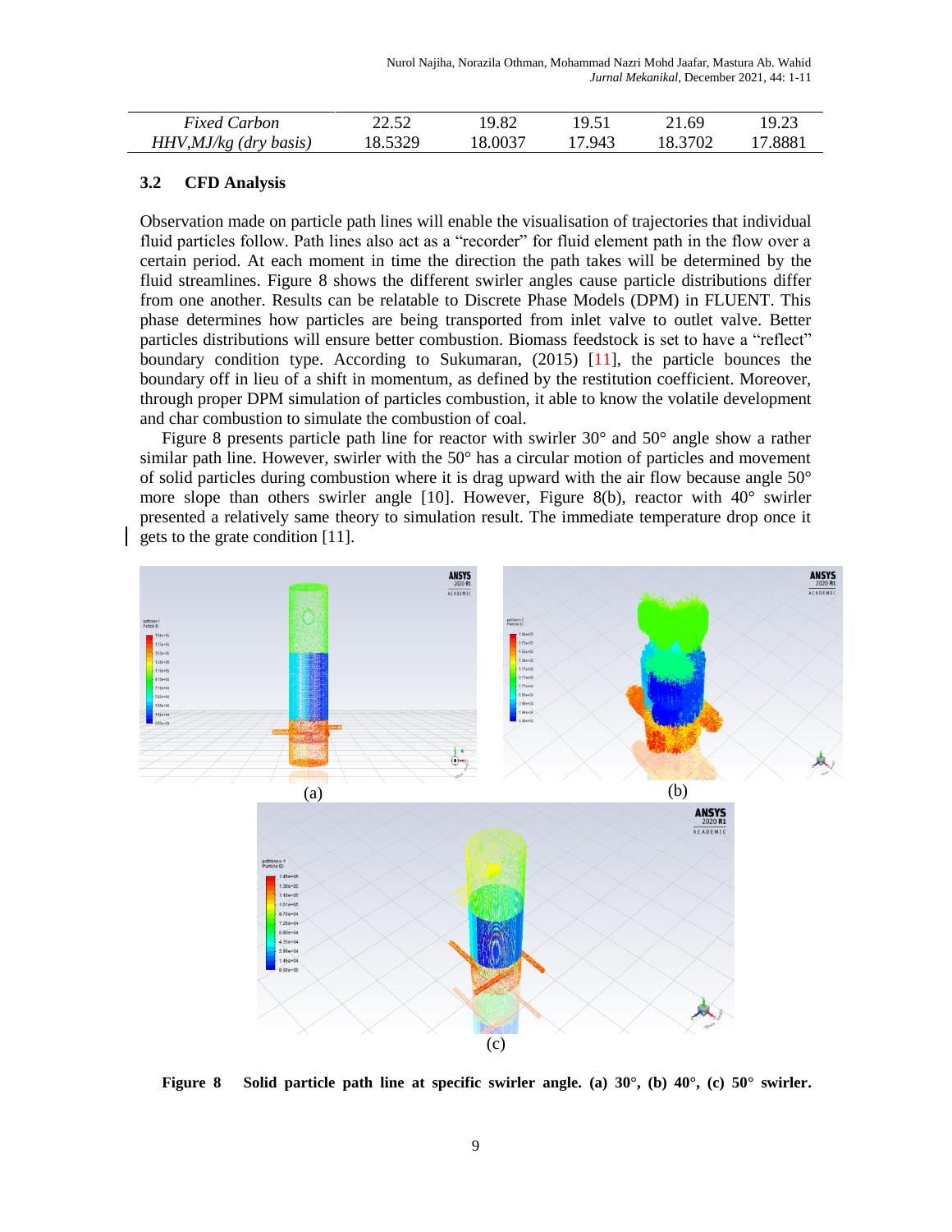| | | | | | |
|---|---|---|---|---|---|
| *Fixed Carbon* | 22.52 | 19.82 | 19.51 | 21.69 | 19.23 |
| *HHV,MJ/kg (dry basis)* | 18.5329 | 18.0037 | 17.943 | 18.3702 | 17.8881 |

### 3.2 CFD Analysis

Observation made on particle path lines will enable the visualisation of trajectories that individual fluid particles follow. Path lines also act as a "recorder" for fluid element path in the flow over a certain period. At each moment in time the direction the path takes will be determined by the fluid streamlines. Figure 8 shows the different swirler angles cause particle distributions differ from one another. Results can be relatable to Discrete Phase Models (DPM) in FLUENT. This phase determines how particles are being transported from inlet valve to outlet valve. Better particles distributions will ensure better combustion. Biomass feedstock is set to have a "reflect" boundary condition type. According to Sukumaran, (2015) [11], the particle bounces the boundary off in lieu of a shift in momentum, as defined by the restitution coefficient. Moreover, through proper DPM simulation of particles combustion, it able to know the volatile development and char combustion to simulate the combustion of coal.

Figure 8 presents particle path line for reactor with swirler 30° and 50° angle show a rather similar path line. However, swirler with the 50° has a circular motion of particles and movement of solid particles during combustion where it is drag upward with the air flow because angle 50° more slope than others swirler angle [10]. However, Figure 8(b), reactor with 40° swirler presented a relatively same theory to simulation result. The immediate temperature drop once it gets to the grate condition [11].

(a) (b) (c)

**Figure 8 Solid particle path line at specific swirler angle. (a) 30°, (b) 40°, (c) 50° swirler.**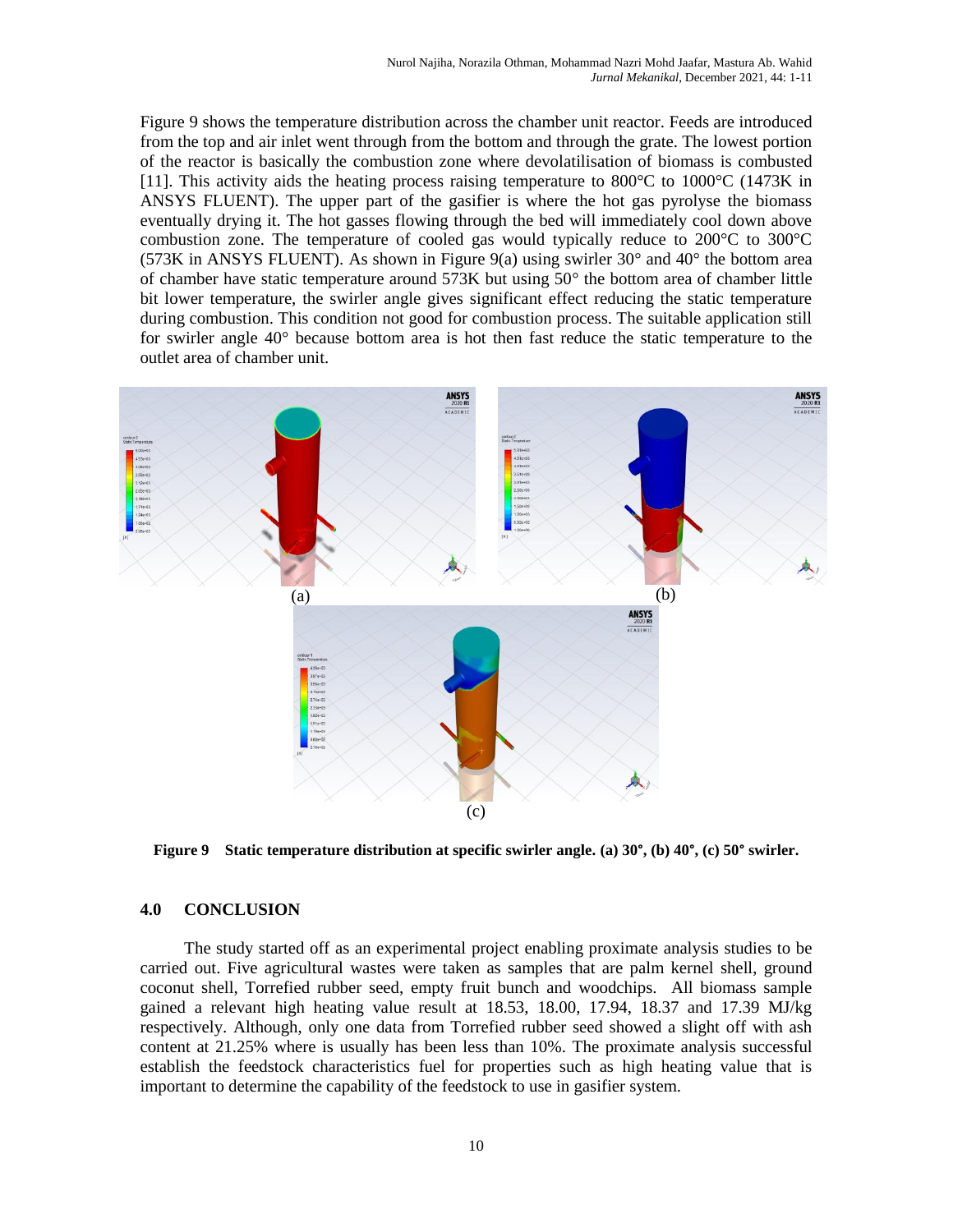Figure 9 shows the temperature distribution across the chamber unit reactor. Feeds are introduced from the top and air inlet went through from the bottom and through the grate. The lowest portion of the reactor is basically the combustion zone where devolatilisation of biomass is combusted [11]. This activity aids the heating process raising temperature to 800°C to 1000°C (1473K in ANSYS FLUENT). The upper part of the gasifier is where the hot gas pyrolyse the biomass eventually drying it. The hot gasses flowing through the bed will immediately cool down above combustion zone. The temperature of cooled gas would typically reduce to 200°C to 300°C (573K in ANSYS FLUENT). As shown in Figure 9(a) using swirler 30° and 40° the bottom area of chamber have static temperature around 573K but using 50° the bottom area of chamber little bit lower temperature, the swirler angle gives significant effect reducing the static temperature during combustion. This condition not good for combustion process. The suitable application still for swirler angle 40° because bottom area is hot then fast reduce the static temperature to the outlet area of chamber unit.

(a)

(b)

(c)

**Figure 9 Static temperature distribution at specific swirler angle. (a) 30°, (b) 40°, (c) 50° swirler.**

## 4.0 CONCLUSION

The study started off as an experimental project enabling proximate analysis studies to be carried out. Five agricultural wastes were taken as samples that are palm kernel shell, ground coconut shell, Torrefied rubber seed, empty fruit bunch and woodchips. All biomass sample gained a relevant high heating value result at 18.53, 18.00, 17.94, 18.37 and 17.39 MJ/kg respectively. Although, only one data from Torrefied rubber seed showed a slight off with ash content at 21.25% where is usually has been less than 10%. The proximate analysis successful establish the feedstock characteristics fuel for properties such as high heating value that is important to determine the capability of the feedstock to use in gasifier system.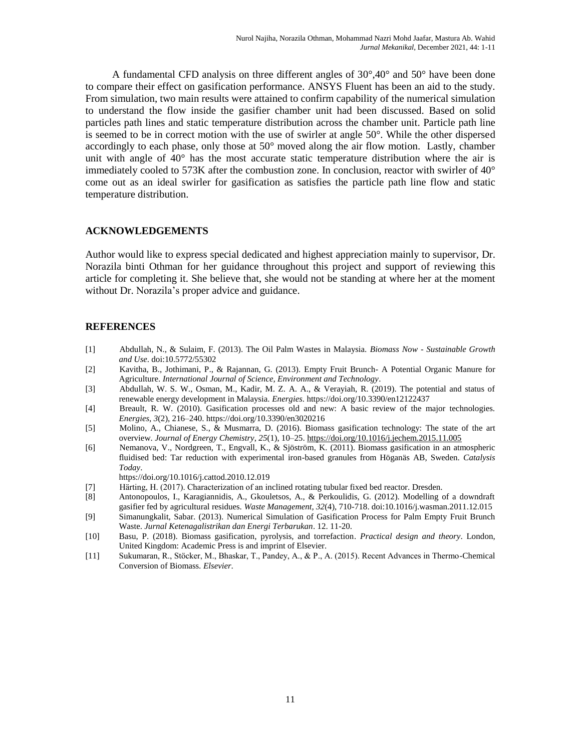A fundamental CFD analysis on three different angles of 30°,40° and 50° have been done to compare their effect on gasification performance. ANSYS Fluent has been an aid to the study. From simulation, two main results were attained to confirm capability of the numerical simulation to understand the flow inside the gasifier chamber unit had been discussed. Based on solid particles path lines and static temperature distribution across the chamber unit. Particle path line is seemed to be in correct motion with the use of swirler at angle 50°. While the other dispersed accordingly to each phase, only those at 50° moved along the air flow motion. Lastly, chamber unit with angle of 40° has the most accurate static temperature distribution where the air is immediately cooled to 573K after the combustion zone. In conclusion, reactor with swirler of 40° come out as an ideal swirler for gasification as satisfies the particle path line flow and static temperature distribution.

## ACKNOWLEDGEMENTS

Author would like to express special dedicated and highest appreciation mainly to supervisor, Dr. Norazila binti Othman for her guidance throughout this project and support of reviewing this article for completing it. She believe that, she would not be standing at where her at the moment without Dr. Norazila's proper advice and guidance.

## REFERENCES

[1] Abdullah, N., & Sulaim, F. (2013). The Oil Palm Wastes in Malaysia. *Biomass Now - Sustainable Growth and Use*. doi:10.5772/55302

[2] Kavitha, B., Jothimani, P., & Rajannan, G. (2013). Empty Fruit Brunch- A Potential Organic Manure for Agriculture. *International Journal of Science, Environment and Technology*.

[3] Abdullah, W. S. W., Osman, M., Kadir, M. Z. A. A., & Verayiah, R. (2019). The potential and status of renewable energy development in Malaysia. *Energies*. https://doi.org/10.3390/en12122437

[4] Breault, R. W. (2010). Gasification processes old and new: A basic review of the major technologies. *Energies*, *3*(2), 216–240. https://doi.org/10.3390/en3020216

[5] Molino, A., Chianese, S., & Musmarra, D. (2016). Biomass gasification technology: The state of the art overview. *Journal of Energy Chemistry*, *25*(1), 10–25. https://doi.org/10.1016/j.jechem.2015.11.005

[6] Nemanova, V., Nordgreen, T., Engvall, K., & Sjöström, K. (2011). Biomass gasification in an atmospheric fluidised bed: Tar reduction with experimental iron-based granules from Höganäs AB, Sweden. *Catalysis Today*. https://doi.org/10.1016/j.cattod.2010.12.019

[7] Härting, H. (2017). Characterization of an inclined rotating tubular fixed bed reactor. Dresden.

[8] Antonopoulos, I., Karagiannidis, A., Gkouletsos, A., & Perkoulidis, G. (2012). Modelling of a downdraft gasifier fed by agricultural residues. *Waste Management, 32*(4), 710-718. doi:10.1016/j.wasman.2011.12.015

[9] Simanungkalit, Sabar. (2013). Numerical Simulation of Gasification Process for Palm Empty Fruit Brunch Waste. *Jurnal Ketenagalistrikan dan Energi Terbarukan*. 12. 11-20.

[10] Basu, P. (2018). Biomass gasification, pyrolysis, and torrefaction. *Practical design and theory*. London, United Kingdom: Academic Press is and imprint of Elsevier.

[11] Sukumaran, R., Stöcker, M., Bhaskar, T., Pandey, A., & P., A. (2015). Recent Advances in Thermo-Chemical Conversion of Biomass. *Elsevier*.